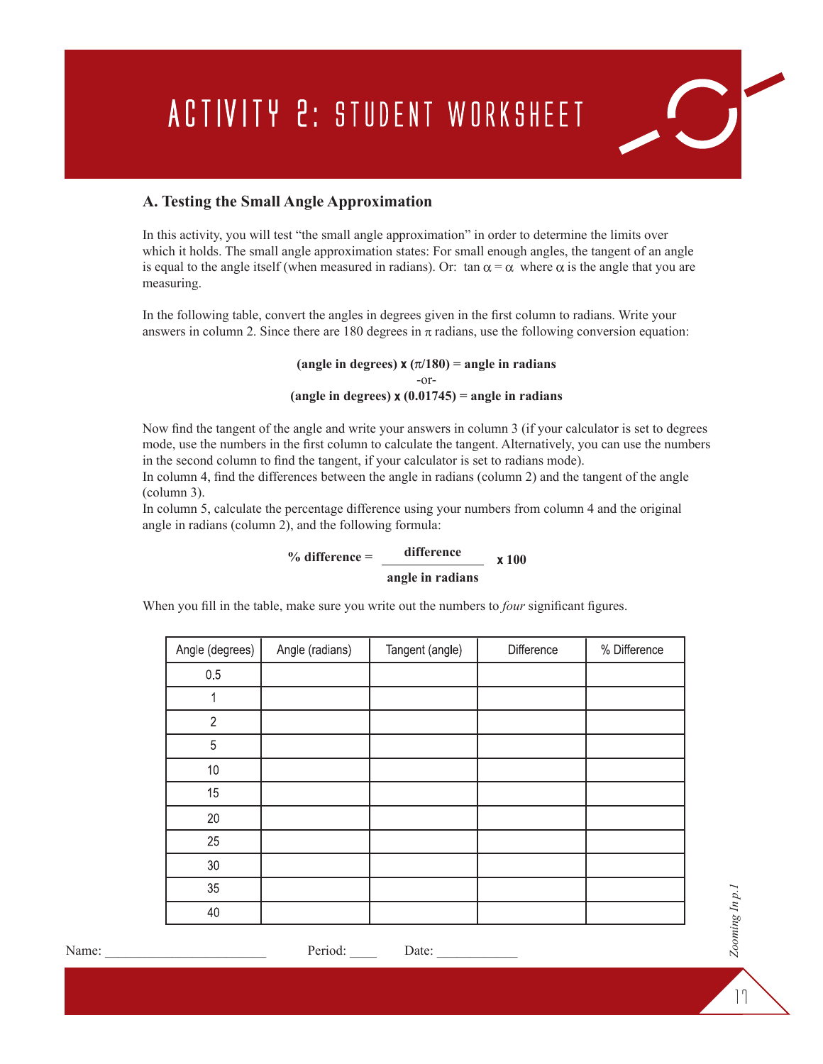# Activity 2: Student Worksheet

## A. Testing the Small Angle Approximation

In this activity, you will test "the small angle approximation" in order to determine the limits over which it holds. The small angle approximation states: For small enough angles, the tangent of an angle is equal to the angle itself (when measured in radians). Or: $\tan \alpha = \alpha$ where $\alpha$ is the angle that you are measuring.

In the following table, convert the angles in degrees given in the first column to radians. Write your answers in column 2. Since there are 180 degrees in $\pi$ radians, use the following conversion equation:

**(angle in degrees) x ($\pi$/180) = angle in radians**

-or-

**(angle in degrees) x (0.01745) = angle in radians**

Now find the tangent of the angle and write your answers in column 3 (if your calculator is set to degrees mode, use the numbers in the first column to calculate the tangent. Alternatively, you can use the numbers in the second column to find the tangent, if your calculator is set to radians mode).

In column 4, find the differences between the angle in radians (column 2) and the tangent of the angle (column 3).

In column 5, calculate the percentage difference using your numbers from column 4 and the original angle in radians (column 2), and the following formula:

$$\textbf{\% difference} = \frac{\textbf{difference}}{\textbf{angle in radians}} \times \textbf{100}$$

When you fill in the table, make sure you write out the numbers to *four* significant figures.

| Angle (degrees) | Angle (radians) | Tangent (angle) | Difference | % Difference |
|---|---|---|---|---|
| 0.5 | | | | |
| 1 | | | | |
| 2 | | | | |
| 5 | | | | |
| 10 | | | | |
| 15 | | | | |
| 20 | | | | |
| 25 | | | | |
| 30 | | | | |
| 35 | | | | |
| 40 | | | | |

Name: ________________________ Period: ____ Date: ____________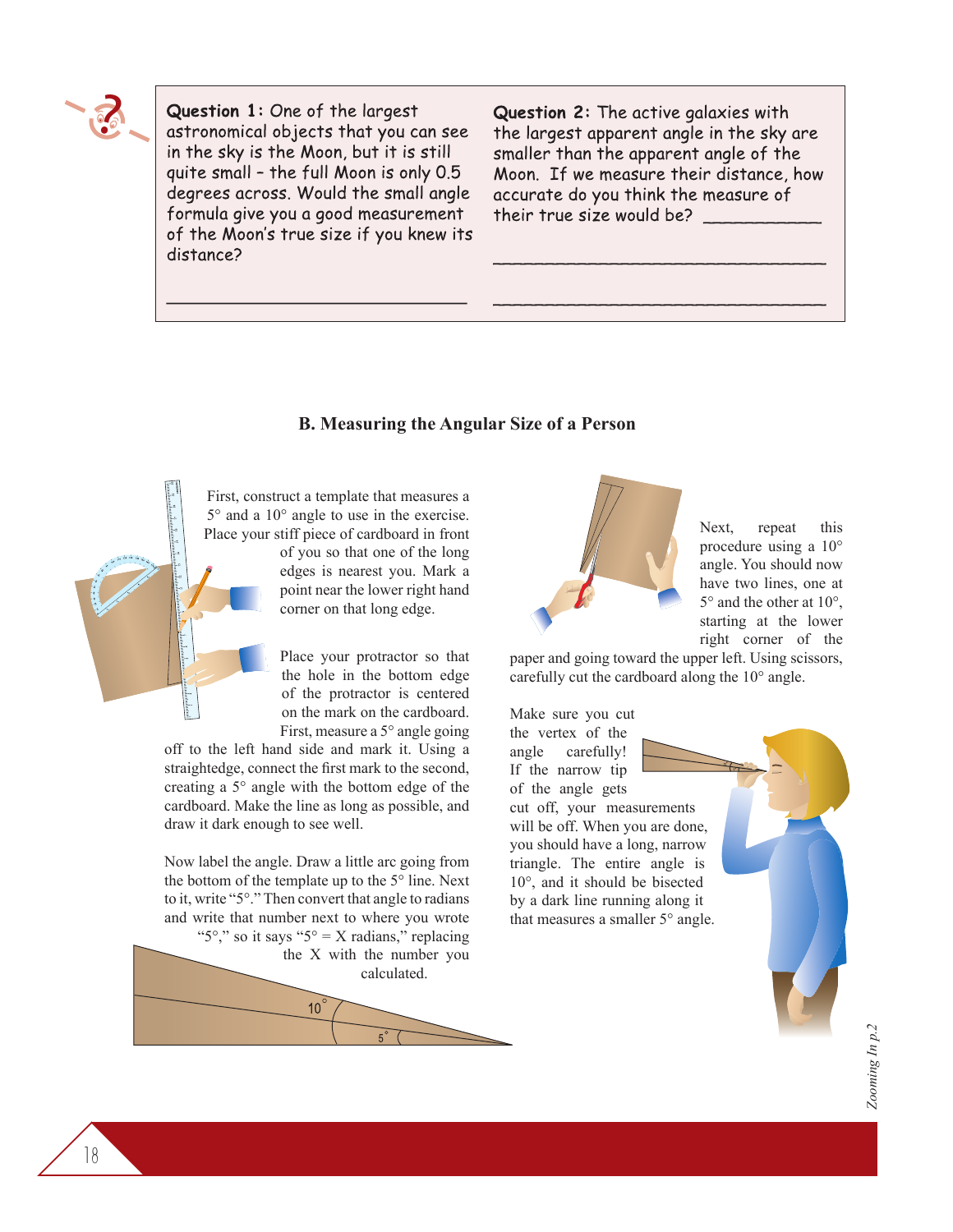**Question 1:** One of the largest astronomical objects that you can see in the sky is the Moon, but it is still quite small – the full Moon is only 0.5 degrees across. Would the small angle formula give you a good measurement of the Moon's true size if you knew its distance?

________________________________

**Question 2:** The active galaxies with the largest apparent angle in the sky are smaller than the apparent angle of the Moon. If we measure their distance, how accurate do you think the measure of their true size would be? ___________

________________________________

________________________________

## B. Measuring the Angular Size of a Person

First, construct a template that measures a 5° and a 10° angle to use in the exercise. Place your stiff piece of cardboard in front of you so that one of the long edges is nearest you. Mark a point near the lower right hand corner on that long edge.

Place your protractor so that the hole in the bottom edge of the protractor is centered on the mark on the cardboard. First, measure a 5° angle going off to the left hand side and mark it. Using a straightedge, connect the first mark to the second, creating a 5° angle with the bottom edge of the cardboard. Make the line as long as possible, and draw it dark enough to see well.

Now label the angle. Draw a little arc going from the bottom of the template up to the 5° line. Next to it, write "5°." Then convert that angle to radians and write that number next to where you wrote "5°," so it says "5° = X radians," replacing the X with the number you calculated.

Next, repeat this procedure using a 10° angle. You should now have two lines, one at 5° and the other at 10°, starting at the lower right corner of the paper and going toward the upper left. Using scissors, carefully cut the cardboard along the 10° angle.

Make sure you cut the vertex of the angle carefully! If the narrow tip of the angle gets cut off, your measurements will be off. When you are done, you should have a long, narrow triangle. The entire angle is 10°, and it should be bisected by a dark line running along it that measures a smaller 5° angle.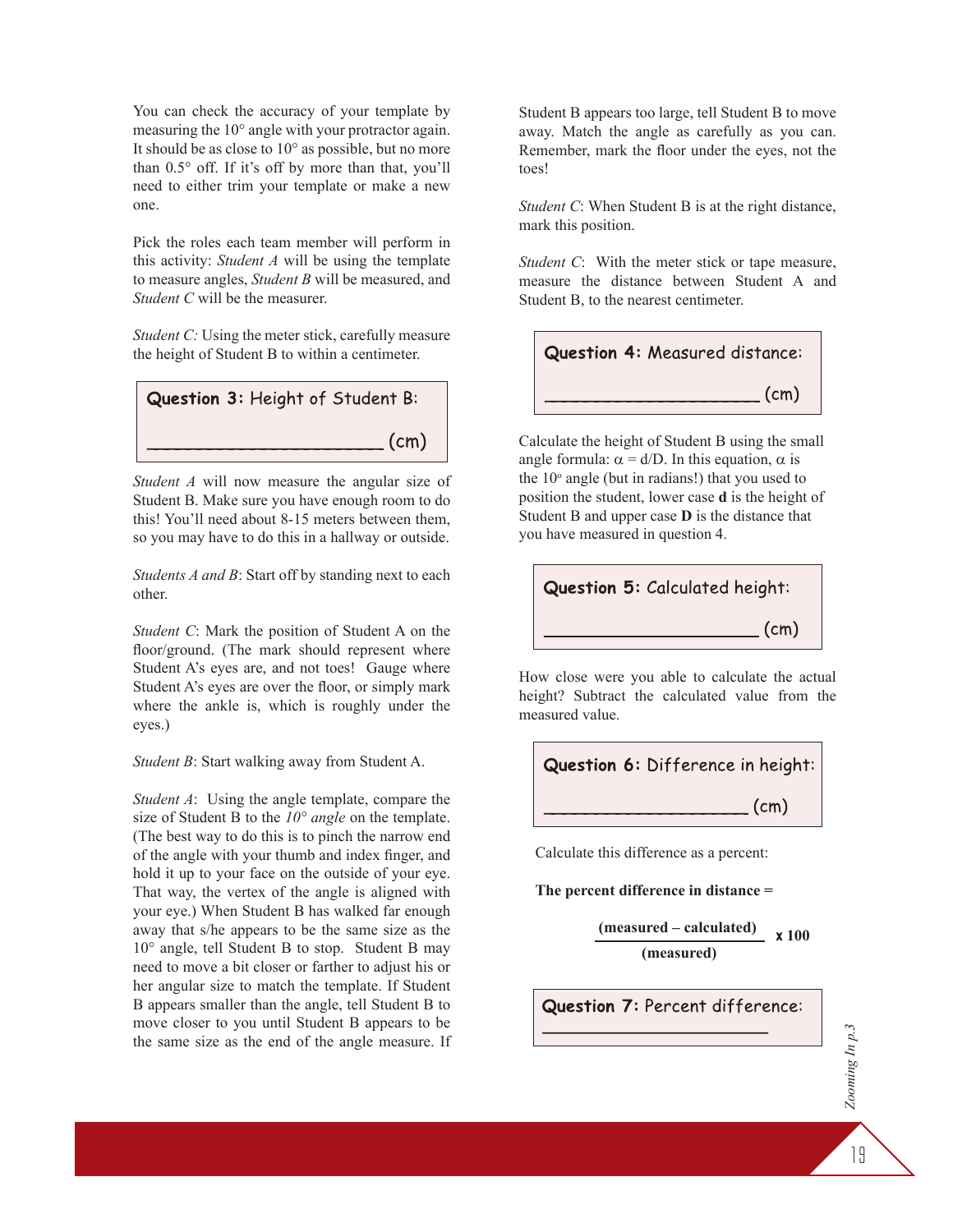You can check the accuracy of your template by measuring the 10° angle with your protractor again. It should be as close to 10° as possible, but no more than 0.5° off. If it's off by more than that, you'll need to either trim your template or make a new one.

Pick the roles each team member will perform in this activity: *Student A* will be using the template to measure angles, *Student B* will be measured, and *Student C* will be the measurer.

*Student C:* Using the meter stick, carefully measure the height of Student B to within a centimeter.

> **Question 3:** Height of Student B:
>
> ______________________ (cm)

*Student A* will now measure the angular size of Student B. Make sure you have enough room to do this! You'll need about 8-15 meters between them, so you may have to do this in a hallway or outside.

*Students A and B*: Start off by standing next to each other.

*Student C*: Mark the position of Student A on the floor/ground. (The mark should represent where Student A's eyes are, and not toes! Gauge where Student A's eyes are over the floor, or simply mark where the ankle is, which is roughly under the eyes.)

*Student B*: Start walking away from Student A.

*Student A*: Using the angle template, compare the size of Student B to the *10° angle* on the template. (The best way to do this is to pinch the narrow end of the angle with your thumb and index finger, and hold it up to your face on the outside of your eye. That way, the vertex of the angle is aligned with your eye.) When Student B has walked far enough away that s/he appears to be the same size as the 10° angle, tell Student B to stop. Student B may need to move a bit closer or farther to adjust his or her angular size to match the template. If Student B appears smaller than the angle, tell Student B to move closer to you until Student B appears to be the same size as the end of the angle measure. If Student B appears too large, tell Student B to move away. Match the angle as carefully as you can. Remember, mark the floor under the eyes, not the toes!

*Student C*: When Student B is at the right distance, mark this position.

*Student C*: With the meter stick or tape measure, measure the distance between Student A and Student B, to the nearest centimeter.

> **Question 4:** Measured distance:
>
> ____________________ (cm)

Calculate the height of Student B using the small angle formula: $\alpha = d/D$. In this equation, $\alpha$ is the 10° angle (but in radians!) that you used to position the student, lower case **d** is the height of Student B and upper case **D** is the distance that you have measured in question 4.

> **Question 5:** Calculated height:
>
> ____________________ (cm)

How close were you able to calculate the actual height? Subtract the calculated value from the measured value.

> **Question 6:** Difference in height:
>
> ___________________ (cm)

Calculate this difference as a percent:

**The percent difference in distance =**

$$\frac{\textbf{(measured – calculated)}}{\textbf{(measured)}} \textbf{ x 100}$$

> **Question 7:** Percent difference:
>
> ______________________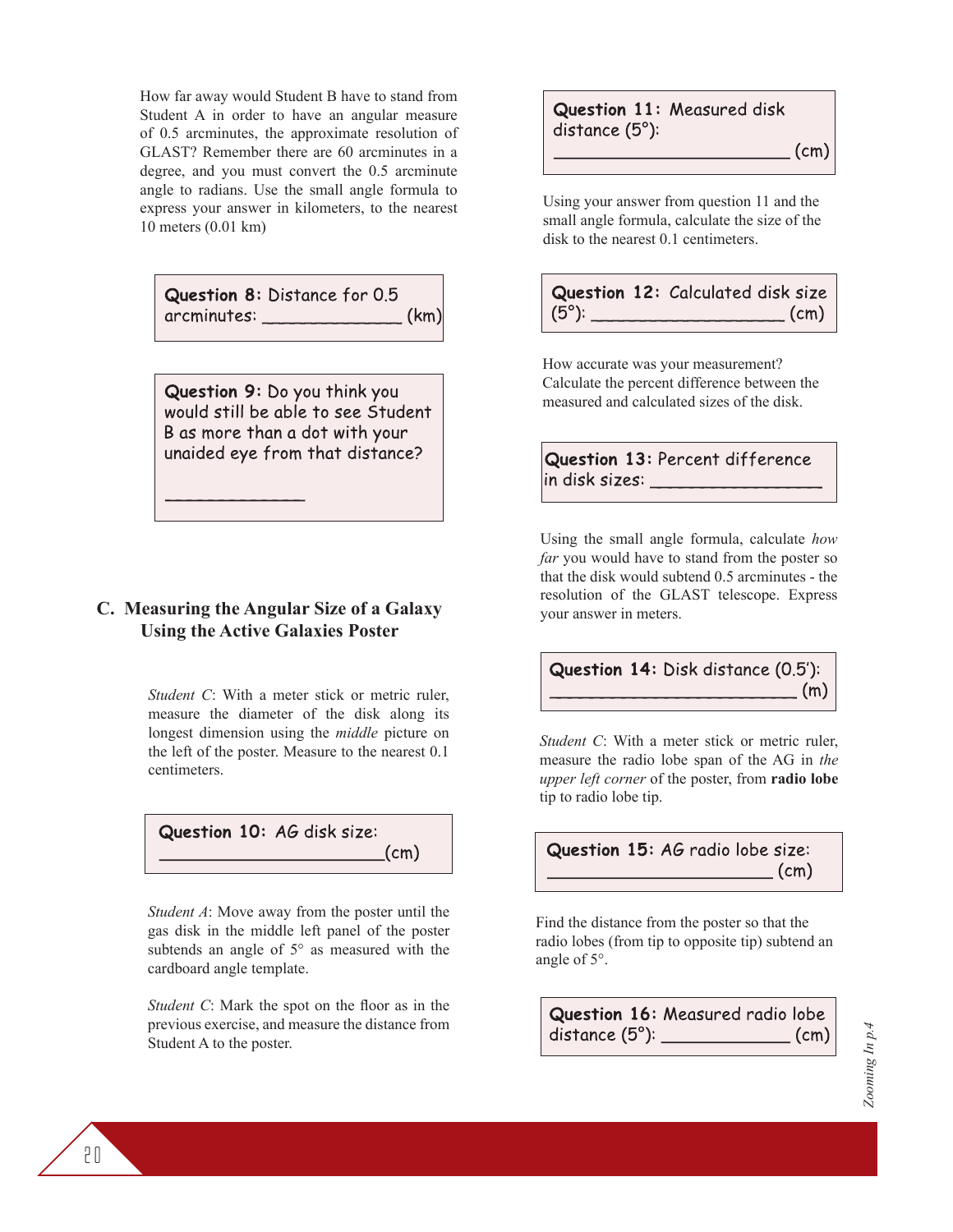How far away would Student B have to stand from Student A in order to have an angular measure of 0.5 arcminutes, the approximate resolution of GLAST? Remember there are 60 arcminutes in a degree, and you must convert the 0.5 arcminute angle to radians. Use the small angle formula to express your answer in kilometers, to the nearest 10 meters (0.01 km)

**Question 8:** Distance for 0.5 arcminutes: _____________ (km)

**Question 9:** Do you think you would still be able to see Student B as more than a dot with your unaided eye from that distance?

_____________

## C. Measuring the Angular Size of a Galaxy Using the Active Galaxies Poster

*Student C*: With a meter stick or metric ruler, measure the diameter of the disk along its longest dimension using the *middle* picture on the left of the poster. Measure to the nearest 0.1 centimeters.

**Question 10:** AG disk size: _____________________(cm)

*Student A*: Move away from the poster until the gas disk in the middle left panel of the poster subtends an angle of 5° as measured with the cardboard angle template.

*Student C*: Mark the spot on the floor as in the previous exercise, and measure the distance from Student A to the poster.

**Question 11:** Measured disk distance (5°): _____________________ (cm)

Using your answer from question 11 and the small angle formula, calculate the size of the disk to the nearest 0.1 centimeters.

**Question 12:** Calculated disk size (5°): __________________ (cm)

How accurate was your measurement? Calculate the percent difference between the measured and calculated sizes of the disk.

**Question 13:** Percent difference in disk sizes: ________________

Using the small angle formula, calculate *how far* you would have to stand from the poster so that the disk would subtend 0.5 arcminutes - the resolution of the GLAST telescope. Express your answer in meters.

**Question 14:** Disk distance (0.5′): _______________________ (m)

*Student C*: With a meter stick or metric ruler, measure the radio lobe span of the AG in *the upper left corner* of the poster, from **radio lobe** tip to radio lobe tip.

**Question 15:** AG radio lobe size: _____________________ (cm)

Find the distance from the poster so that the radio lobes (from tip to opposite tip) subtend an angle of 5°.

**Question 16:** Measured radio lobe distance (5°): ____________ (cm)